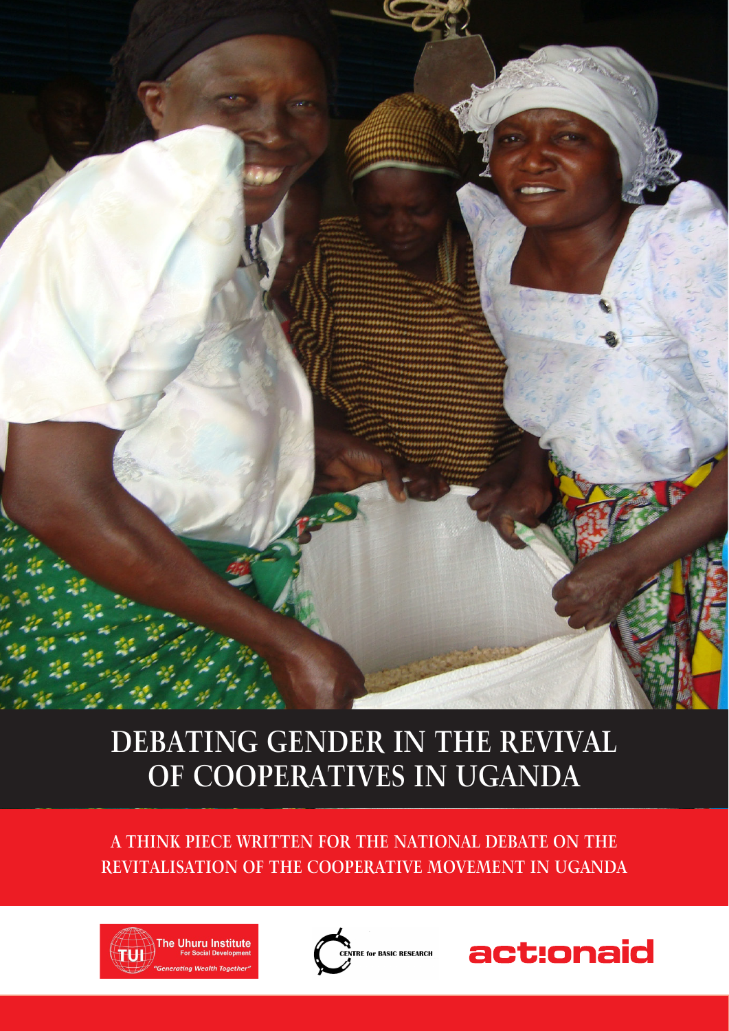# DEBATING GENDER IN THE REVIVAL OF COOPERATIVES IN UGANDA

## A THINK PIECE WRITTEN FOR THE NATIONAL DEBATE ON THE REVITALISATION OF THE COOPERATIVE MOVEMENT IN UGANDA

The Uhuru Institute For Social Development "Generating Wealth Together"

CENTRE for BASIC RESEARCH

actionaid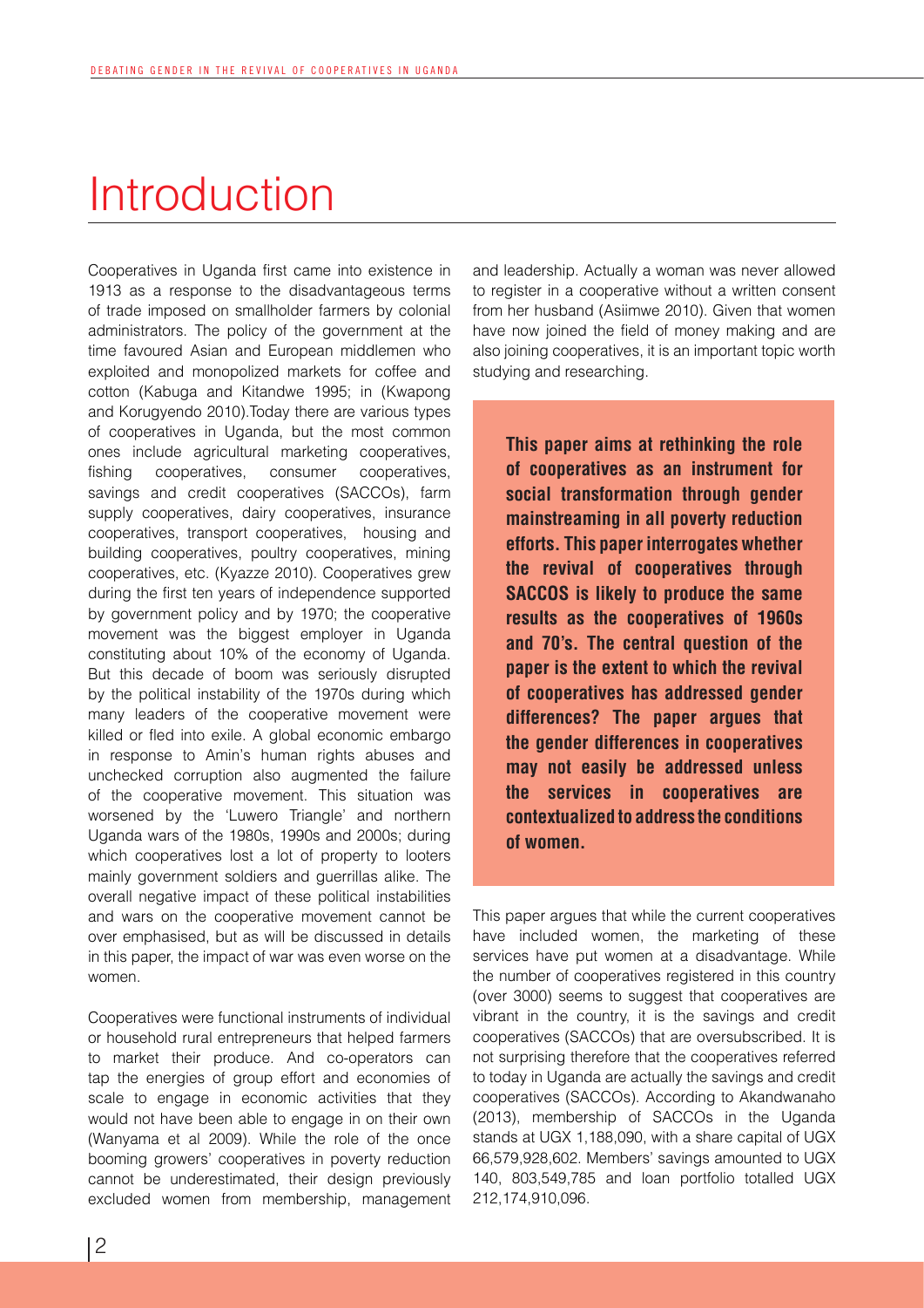# Introduction

Cooperatives in Uganda first came into existence in 1913 as a response to the disadvantageous terms of trade imposed on smallholder farmers by colonial administrators. The policy of the government at the time favoured Asian and European middlemen who exploited and monopolized markets for coffee and cotton (Kabuga and Kitandwe 1995; in (Kwapong and Korugyendo 2010).Today there are various types of cooperatives in Uganda, but the most common ones include agricultural marketing cooperatives, fishing cooperatives, consumer cooperatives, savings and credit cooperatives (SACCOs), farm supply cooperatives, dairy cooperatives, insurance cooperatives, transport cooperatives, housing and building cooperatives, poultry cooperatives, mining cooperatives, etc. (Kyazze 2010). Cooperatives grew during the first ten years of independence supported by government policy and by 1970; the cooperative movement was the biggest employer in Uganda constituting about 10% of the economy of Uganda. But this decade of boom was seriously disrupted by the political instability of the 1970s during which many leaders of the cooperative movement were killed or fled into exile. A global economic embargo in response to Amin's human rights abuses and unchecked corruption also augmented the failure of the cooperative movement. This situation was worsened by the 'Luwero Triangle' and northern Uganda wars of the 1980s, 1990s and 2000s; during which cooperatives lost a lot of property to looters mainly government soldiers and guerrillas alike. The overall negative impact of these political instabilities and wars on the cooperative movement cannot be over emphasised, but as will be discussed in details in this paper, the impact of war was even worse on the women.

Cooperatives were functional instruments of individual or household rural entrepreneurs that helped farmers to market their produce. And co-operators can tap the energies of group effort and economies of scale to engage in economic activities that they would not have been able to engage in on their own (Wanyama et al 2009). While the role of the once booming growers' cooperatives in poverty reduction cannot be underestimated, their design previously excluded women from membership, management and leadership. Actually a woman was never allowed to register in a cooperative without a written consent from her husband (Asiimwe 2010). Given that women have now joined the field of money making and are also joining cooperatives, it is an important topic worth studying and researching.

**This paper aims at rethinking the role of cooperatives as an instrument for social transformation through gender mainstreaming in all poverty reduction efforts. This paper interrogates whether the revival of cooperatives through SACCOS is likely to produce the same results as the cooperatives of 1960s and 70's. The central question of the paper is the extent to which the revival of cooperatives has addressed gender differences? The paper argues that the gender differences in cooperatives may not easily be addressed unless the services in cooperatives are contextualized to address the conditions of women.**

This paper argues that while the current cooperatives have included women, the marketing of these services have put women at a disadvantage. While the number of cooperatives registered in this country (over 3000) seems to suggest that cooperatives are vibrant in the country, it is the savings and credit cooperatives (SACCOs) that are oversubscribed. It is not surprising therefore that the cooperatives referred to today in Uganda are actually the savings and credit cooperatives (SACCOs). According to Akandwanaho (2013), membership of SACCOs in the Uganda stands at UGX 1,188,090, with a share capital of UGX 66,579,928,602. Members' savings amounted to UGX 140, 803,549,785 and loan portfolio totalled UGX 212,174,910,096.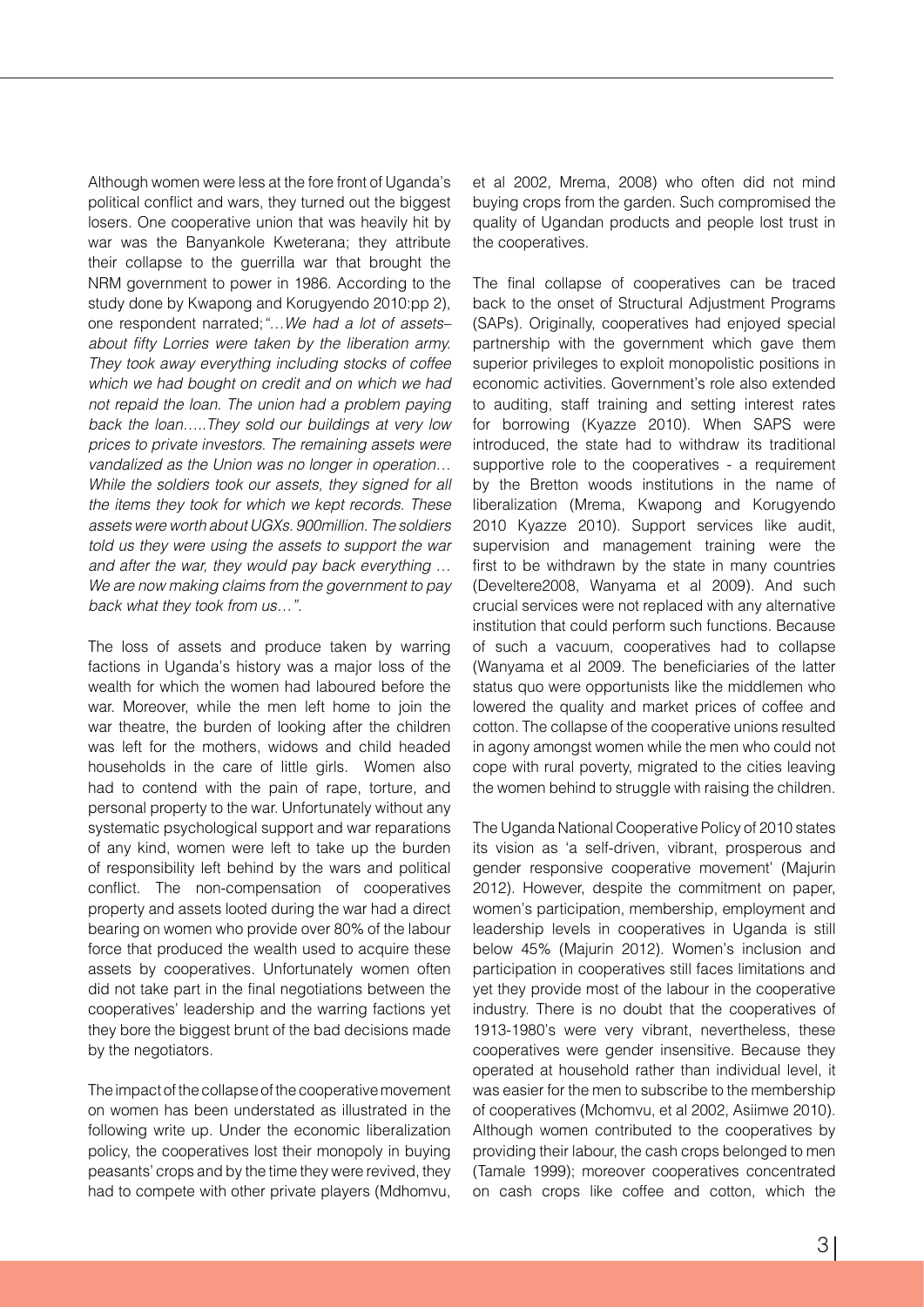Although women were less at the fore front of Uganda's political conflict and wars, they turned out the biggest losers. One cooperative union that was heavily hit by war was the Banyankole Kweterana; they attribute their collapse to the guerrilla war that brought the NRM government to power in 1986. According to the study done by Kwapong and Korugyendo 2010:pp 2), one respondent narrated; *"…We had a lot of assets– about fifty Lorries were taken by the liberation army. They took away everything including stocks of coffee which we had bought on credit and on which we had not repaid the loan. The union had a problem paying back the loan…..They sold our buildings at very low prices to private investors. The remaining assets were vandalized as the Union was no longer in operation… While the soldiers took our assets, they signed for all the items they took for which we kept records. These assets were worth about UGXs. 900million. The soldiers told us they were using the assets to support the war and after the war, they would pay back everything … We are now making claims from the government to pay back what they took from us…".*

The loss of assets and produce taken by warring factions in Uganda's history was a major loss of the wealth for which the women had laboured before the war. Moreover, while the men left home to join the war theatre, the burden of looking after the children was left for the mothers, widows and child headed households in the care of little girls. Women also had to contend with the pain of rape, torture, and personal property to the war. Unfortunately without any systematic psychological support and war reparations of any kind, women were left to take up the burden of responsibility left behind by the wars and political conflict. The non-compensation of cooperatives property and assets looted during the war had a direct bearing on women who provide over 80% of the labour force that produced the wealth used to acquire these assets by cooperatives. Unfortunately women often did not take part in the final negotiations between the cooperatives' leadership and the warring factions yet they bore the biggest brunt of the bad decisions made by the negotiators.

The impact of the collapse of the cooperative movement on women has been understated as illustrated in the following write up. Under the economic liberalization policy, the cooperatives lost their monopoly in buying peasants' crops and by the time they were revived, they had to compete with other private players (Mdhomvu, et al 2002, Mrema, 2008) who often did not mind buying crops from the garden. Such compromised the quality of Ugandan products and people lost trust in the cooperatives.

The final collapse of cooperatives can be traced back to the onset of Structural Adjustment Programs (SAPs). Originally, cooperatives had enjoyed special partnership with the government which gave them superior privileges to exploit monopolistic positions in economic activities. Government's role also extended to auditing, staff training and setting interest rates for borrowing (Kyazze 2010). When SAPS were introduced, the state had to withdraw its traditional supportive role to the cooperatives - a requirement by the Bretton woods institutions in the name of liberalization (Mrema, Kwapong and Korugyendo 2010 Kyazze 2010). Support services like audit, supervision and management training were the first to be withdrawn by the state in many countries (Develtere2008, Wanyama et al 2009). And such crucial services were not replaced with any alternative institution that could perform such functions. Because of such a vacuum, cooperatives had to collapse (Wanyama et al 2009. The beneficiaries of the latter status quo were opportunists like the middlemen who lowered the quality and market prices of coffee and cotton. The collapse of the cooperative unions resulted in agony amongst women while the men who could not cope with rural poverty, migrated to the cities leaving the women behind to struggle with raising the children.

The Uganda National Cooperative Policy of 2010 states its vision as 'a self-driven, vibrant, prosperous and gender responsive cooperative movement' (Majurin 2012). However, despite the commitment on paper, women's participation, membership, employment and leadership levels in cooperatives in Uganda is still below 45% (Majurin 2012). Women's inclusion and participation in cooperatives still faces limitations and yet they provide most of the labour in the cooperative industry. There is no doubt that the cooperatives of 1913-1980's were very vibrant, nevertheless, these cooperatives were gender insensitive. Because they operated at household rather than individual level, it was easier for the men to subscribe to the membership of cooperatives (Mchomvu, et al 2002, Asiimwe 2010). Although women contributed to the cooperatives by providing their labour, the cash crops belonged to men (Tamale 1999); moreover cooperatives concentrated on cash crops like coffee and cotton, which the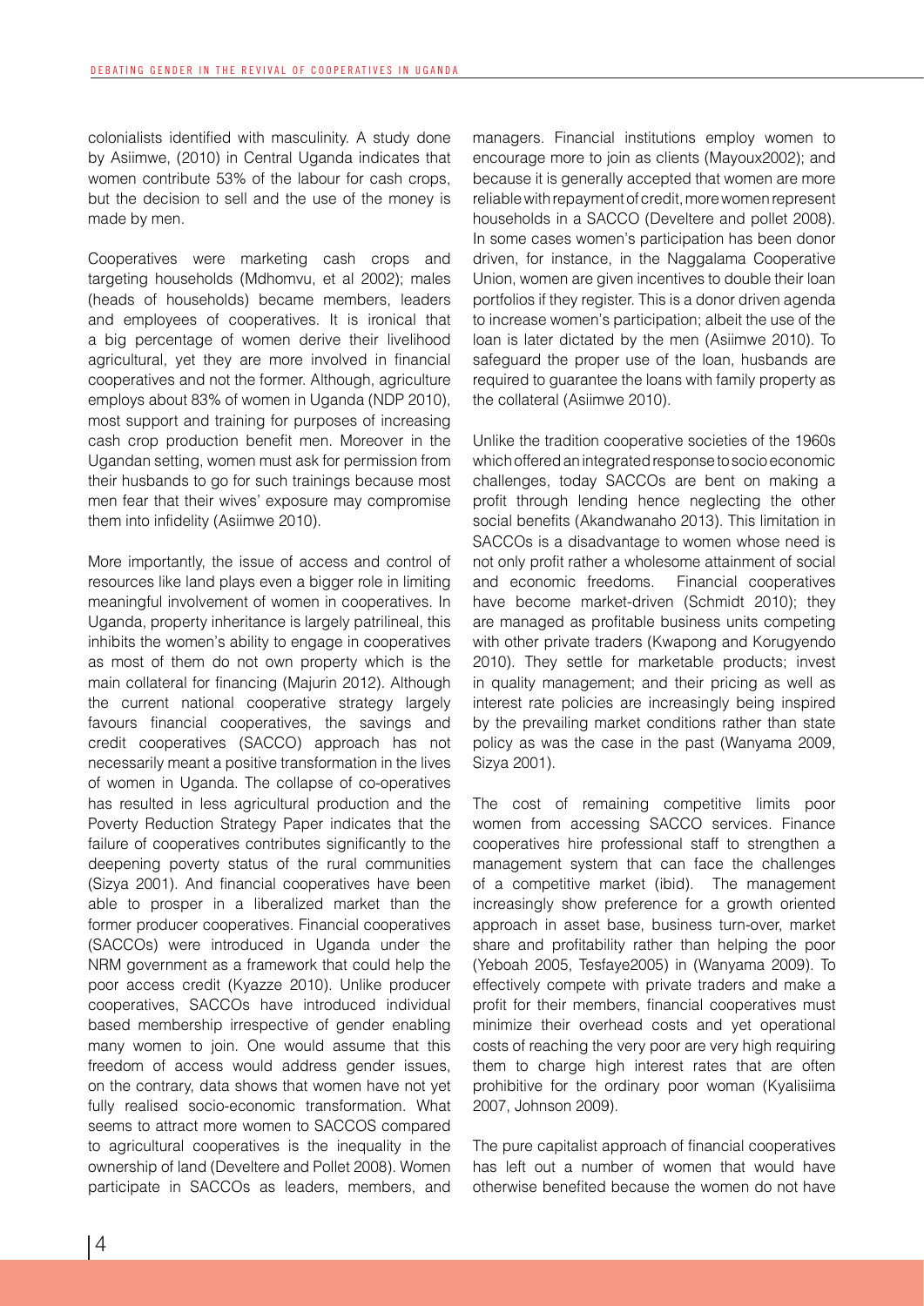colonialists identified with masculinity. A study done by Asiimwe, (2010) in Central Uganda indicates that women contribute 53% of the labour for cash crops, but the decision to sell and the use of the money is made by men.

Cooperatives were marketing cash crops and targeting households (Mdhomvu, et al 2002); males (heads of households) became members, leaders and employees of cooperatives. It is ironical that a big percentage of women derive their livelihood agricultural, yet they are more involved in financial cooperatives and not the former. Although, agriculture employs about 83% of women in Uganda (NDP 2010), most support and training for purposes of increasing cash crop production benefit men. Moreover in the Ugandan setting, women must ask for permission from their husbands to go for such trainings because most men fear that their wives' exposure may compromise them into infidelity (Asiimwe 2010).

More importantly, the issue of access and control of resources like land plays even a bigger role in limiting meaningful involvement of women in cooperatives. In Uganda, property inheritance is largely patrilineal, this inhibits the women's ability to engage in cooperatives as most of them do not own property which is the main collateral for financing (Majurin 2012). Although the current national cooperative strategy largely favours financial cooperatives, the savings and credit cooperatives (SACCO) approach has not necessarily meant a positive transformation in the lives of women in Uganda. The collapse of co-operatives has resulted in less agricultural production and the Poverty Reduction Strategy Paper indicates that the failure of cooperatives contributes significantly to the deepening poverty status of the rural communities (Sizya 2001). And financial cooperatives have been able to prosper in a liberalized market than the former producer cooperatives. Financial cooperatives (SACCOs) were introduced in Uganda under the NRM government as a framework that could help the poor access credit (Kyazze 2010). Unlike producer cooperatives, SACCOs have introduced individual based membership irrespective of gender enabling many women to join. One would assume that this freedom of access would address gender issues, on the contrary, data shows that women have not yet fully realised socio-economic transformation. What seems to attract more women to SACCOS compared to agricultural cooperatives is the inequality in the ownership of land (Develtere and Pollet 2008). Women participate in SACCOs as leaders, members, and managers. Financial institutions employ women to encourage more to join as clients (Mayoux2002); and because it is generally accepted that women are more reliable with repayment of credit, more women represent households in a SACCO (Develtere and pollet 2008). In some cases women's participation has been donor driven, for instance, in the Naggalama Cooperative Union, women are given incentives to double their loan portfolios if they register. This is a donor driven agenda to increase women's participation; albeit the use of the loan is later dictated by the men (Asiimwe 2010). To safeguard the proper use of the loan, husbands are required to guarantee the loans with family property as the collateral (Asiimwe 2010).

Unlike the tradition cooperative societies of the 1960s which offered an integrated response to socio economic challenges, today SACCOs are bent on making a profit through lending hence neglecting the other social benefits (Akandwanaho 2013). This limitation in SACCOs is a disadvantage to women whose need is not only profit rather a wholesome attainment of social and economic freedoms. Financial cooperatives have become market-driven (Schmidt 2010); they are managed as profitable business units competing with other private traders (Kwapong and Korugyendo 2010). They settle for marketable products; invest in quality management; and their pricing as well as interest rate policies are increasingly being inspired by the prevailing market conditions rather than state policy as was the case in the past (Wanyama 2009, Sizya 2001).

The cost of remaining competitive limits poor women from accessing SACCO services. Finance cooperatives hire professional staff to strengthen a management system that can face the challenges of a competitive market (ibid). The management increasingly show preference for a growth oriented approach in asset base, business turn-over, market share and profitability rather than helping the poor (Yeboah 2005, Tesfaye2005) in (Wanyama 2009). To effectively compete with private traders and make a profit for their members, financial cooperatives must minimize their overhead costs and yet operational costs of reaching the very poor are very high requiring them to charge high interest rates that are often prohibitive for the ordinary poor woman (Kyalisiima 2007, Johnson 2009).

The pure capitalist approach of financial cooperatives has left out a number of women that would have otherwise benefited because the women do not have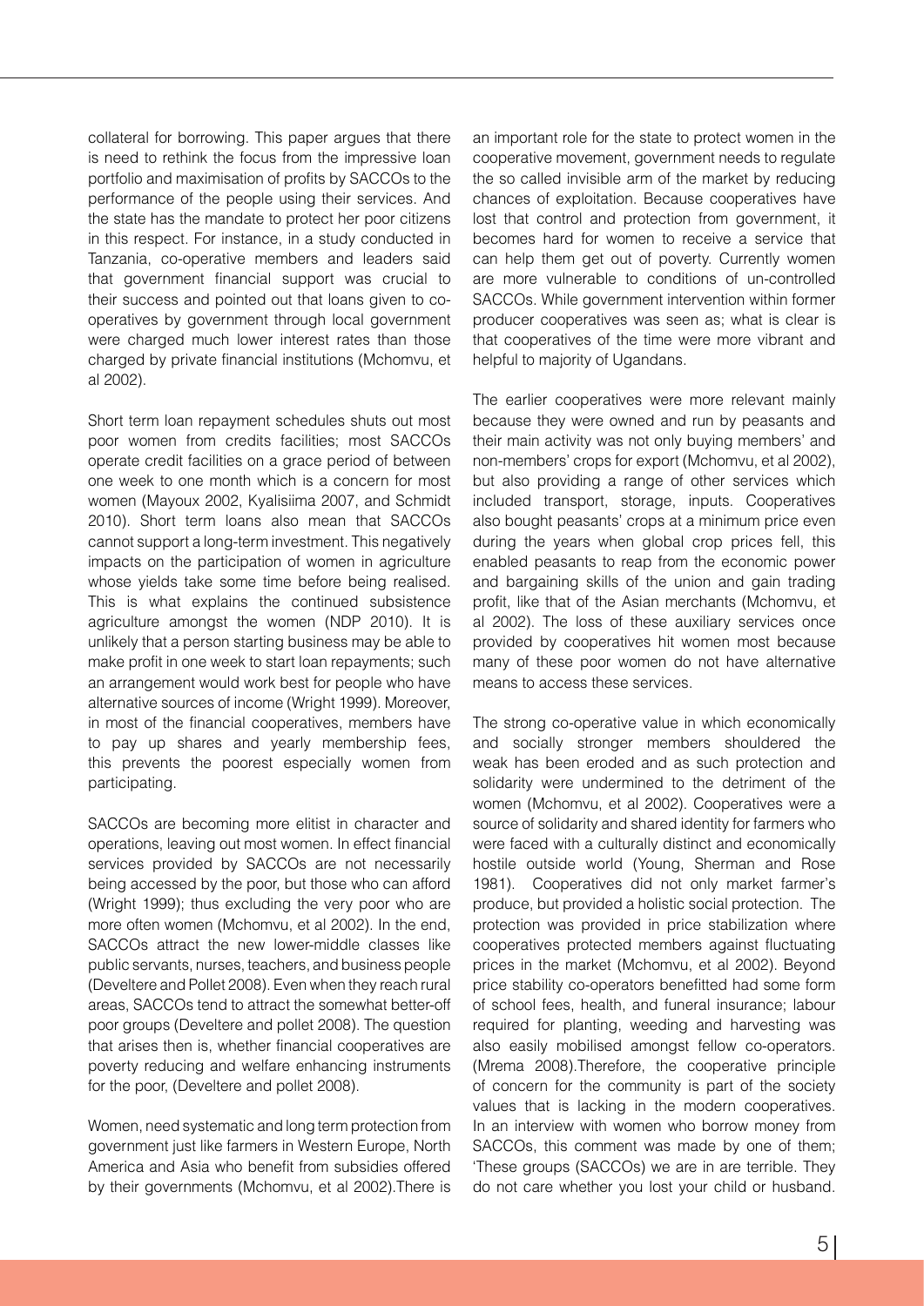collateral for borrowing. This paper argues that there is need to rethink the focus from the impressive loan portfolio and maximisation of profits by SACCOs to the performance of the people using their services. And the state has the mandate to protect her poor citizens in this respect. For instance, in a study conducted in Tanzania, co-operative members and leaders said that government financial support was crucial to their success and pointed out that loans given to co-operatives by government through local government were charged much lower interest rates than those charged by private financial institutions (Mchomvu, et al 2002).

Short term loan repayment schedules shuts out most poor women from credits facilities; most SACCOs operate credit facilities on a grace period of between one week to one month which is a concern for most women (Mayoux 2002, Kyalisiima 2007, and Schmidt 2010). Short term loans also mean that SACCOs cannot support a long-term investment. This negatively impacts on the participation of women in agriculture whose yields take some time before being realised. This is what explains the continued subsistence agriculture amongst the women (NDP 2010). It is unlikely that a person starting business may be able to make profit in one week to start loan repayments; such an arrangement would work best for people who have alternative sources of income (Wright 1999). Moreover, in most of the financial cooperatives, members have to pay up shares and yearly membership fees, this prevents the poorest especially women from participating.

SACCOs are becoming more elitist in character and operations, leaving out most women. In effect financial services provided by SACCOs are not necessarily being accessed by the poor, but those who can afford (Wright 1999); thus excluding the very poor who are more often women (Mchomvu, et al 2002). In the end, SACCOs attract the new lower-middle classes like public servants, nurses, teachers, and business people (Develtere and Pollet 2008). Even when they reach rural areas, SACCOs tend to attract the somewhat better-off poor groups (Develtere and pollet 2008). The question that arises then is, whether financial cooperatives are poverty reducing and welfare enhancing instruments for the poor, (Develtere and pollet 2008).

Women, need systematic and long term protection from government just like farmers in Western Europe, North America and Asia who benefit from subsidies offered by their governments (Mchomvu, et al 2002).There is an important role for the state to protect women in the cooperative movement, government needs to regulate the so called invisible arm of the market by reducing chances of exploitation. Because cooperatives have lost that control and protection from government, it becomes hard for women to receive a service that can help them get out of poverty. Currently women are more vulnerable to conditions of un-controlled SACCOs. While government intervention within former producer cooperatives was seen as; what is clear is that cooperatives of the time were more vibrant and helpful to majority of Ugandans.

The earlier cooperatives were more relevant mainly because they were owned and run by peasants and their main activity was not only buying members' and non-members' crops for export (Mchomvu, et al 2002), but also providing a range of other services which included transport, storage, inputs. Cooperatives also bought peasants' crops at a minimum price even during the years when global crop prices fell, this enabled peasants to reap from the economic power and bargaining skills of the union and gain trading profit, like that of the Asian merchants (Mchomvu, et al 2002). The loss of these auxiliary services once provided by cooperatives hit women most because many of these poor women do not have alternative means to access these services.

The strong co-operative value in which economically and socially stronger members shouldered the weak has been eroded and as such protection and solidarity were undermined to the detriment of the women (Mchomvu, et al 2002). Cooperatives were a source of solidarity and shared identity for farmers who were faced with a culturally distinct and economically hostile outside world (Young, Sherman and Rose 1981). Cooperatives did not only market farmer's produce, but provided a holistic social protection. The protection was provided in price stabilization where cooperatives protected members against fluctuating prices in the market (Mchomvu, et al 2002). Beyond price stability co-operators benefitted had some form of school fees, health, and funeral insurance; labour required for planting, weeding and harvesting was also easily mobilised amongst fellow co-operators. (Mrema 2008).Therefore, the cooperative principle of concern for the community is part of the society values that is lacking in the modern cooperatives. In an interview with women who borrow money from SACCOs, this comment was made by one of them; 'These groups (SACCOs) we are in are terrible. They do not care whether you lost your child or husband.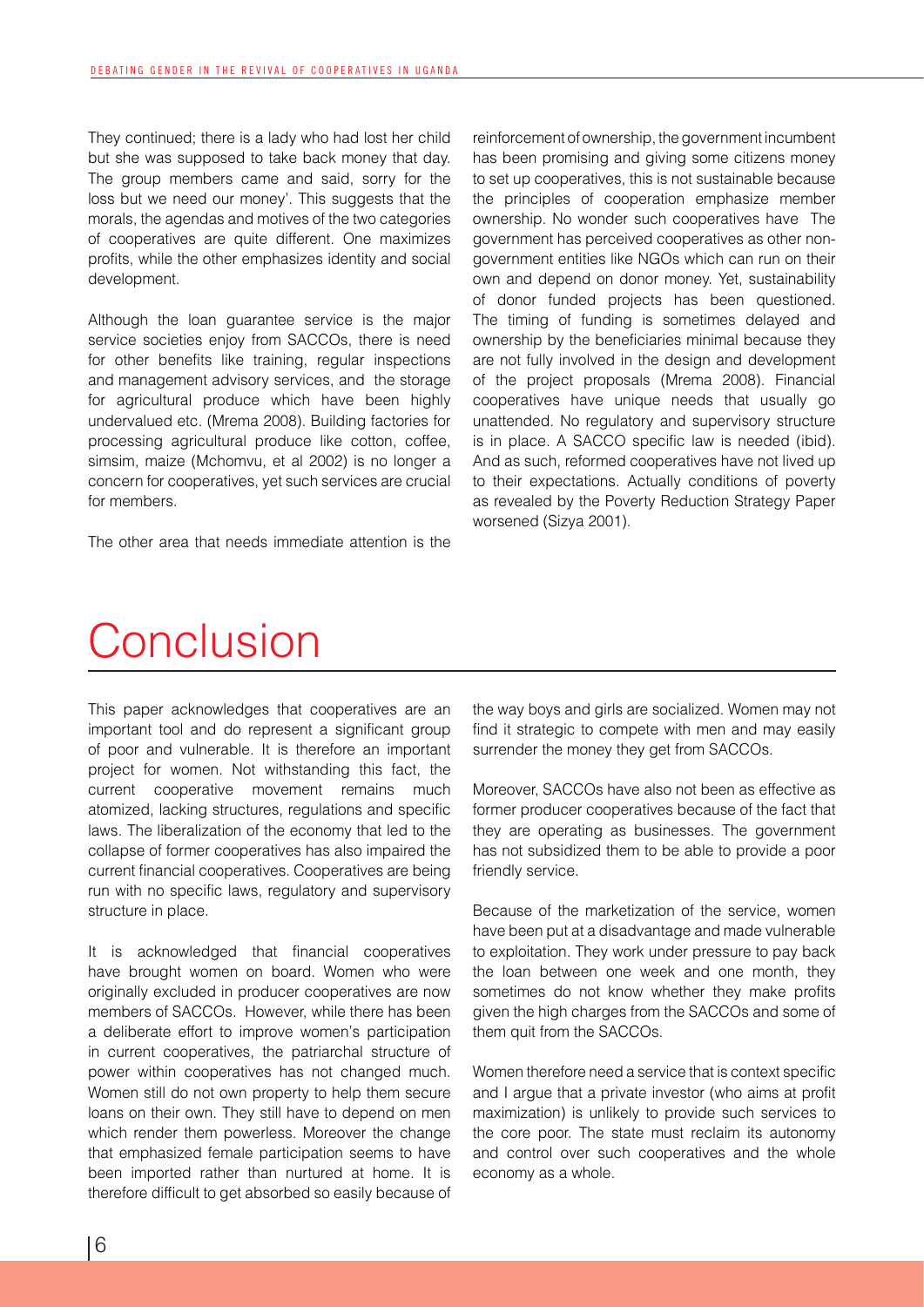They continued; there is a lady who had lost her child but she was supposed to take back money that day. The group members came and said, sorry for the loss but we need our money'. This suggests that the morals, the agendas and motives of the two categories of cooperatives are quite different. One maximizes profits, while the other emphasizes identity and social development.

Although the loan guarantee service is the major service societies enjoy from SACCOs, there is need for other benefits like training, regular inspections and management advisory services, and the storage for agricultural produce which have been highly undervalued etc. (Mrema 2008). Building factories for processing agricultural produce like cotton, coffee, simsim, maize (Mchomvu, et al 2002) is no longer a concern for cooperatives, yet such services are crucial for members.

The other area that needs immediate attention is the reinforcement of ownership, the government incumbent has been promising and giving some citizens money to set up cooperatives, this is not sustainable because the principles of cooperation emphasize member ownership. No wonder such cooperatives have The government has perceived cooperatives as other non-government entities like NGOs which can run on their own and depend on donor money. Yet, sustainability of donor funded projects has been questioned. The timing of funding is sometimes delayed and ownership by the beneficiaries minimal because they are not fully involved in the design and development of the project proposals (Mrema 2008). Financial cooperatives have unique needs that usually go unattended. No regulatory and supervisory structure is in place. A SACCO specific law is needed (ibid). And as such, reformed cooperatives have not lived up to their expectations. Actually conditions of poverty as revealed by the Poverty Reduction Strategy Paper worsened (Sizya 2001).

# Conclusion

This paper acknowledges that cooperatives are an important tool and do represent a significant group of poor and vulnerable. It is therefore an important project for women. Not withstanding this fact, the current cooperative movement remains much atomized, lacking structures, regulations and specific laws. The liberalization of the economy that led to the collapse of former cooperatives has also impaired the current financial cooperatives. Cooperatives are being run with no specific laws, regulatory and supervisory structure in place.

It is acknowledged that financial cooperatives have brought women on board. Women who were originally excluded in producer cooperatives are now members of SACCOs. However, while there has been a deliberate effort to improve women's participation in current cooperatives, the patriarchal structure of power within cooperatives has not changed much. Women still do not own property to help them secure loans on their own. They still have to depend on men which render them powerless. Moreover the change that emphasized female participation seems to have been imported rather than nurtured at home. It is therefore difficult to get absorbed so easily because of the way boys and girls are socialized. Women may not find it strategic to compete with men and may easily surrender the money they get from SACCOs.

Moreover, SACCOs have also not been as effective as former producer cooperatives because of the fact that they are operating as businesses. The government has not subsidized them to be able to provide a poor friendly service.

Because of the marketization of the service, women have been put at a disadvantage and made vulnerable to exploitation. They work under pressure to pay back the loan between one week and one month, they sometimes do not know whether they make profits given the high charges from the SACCOs and some of them quit from the SACCOs.

Women therefore need a service that is context specific and I argue that a private investor (who aims at profit maximization) is unlikely to provide such services to the core poor. The state must reclaim its autonomy and control over such cooperatives and the whole economy as a whole.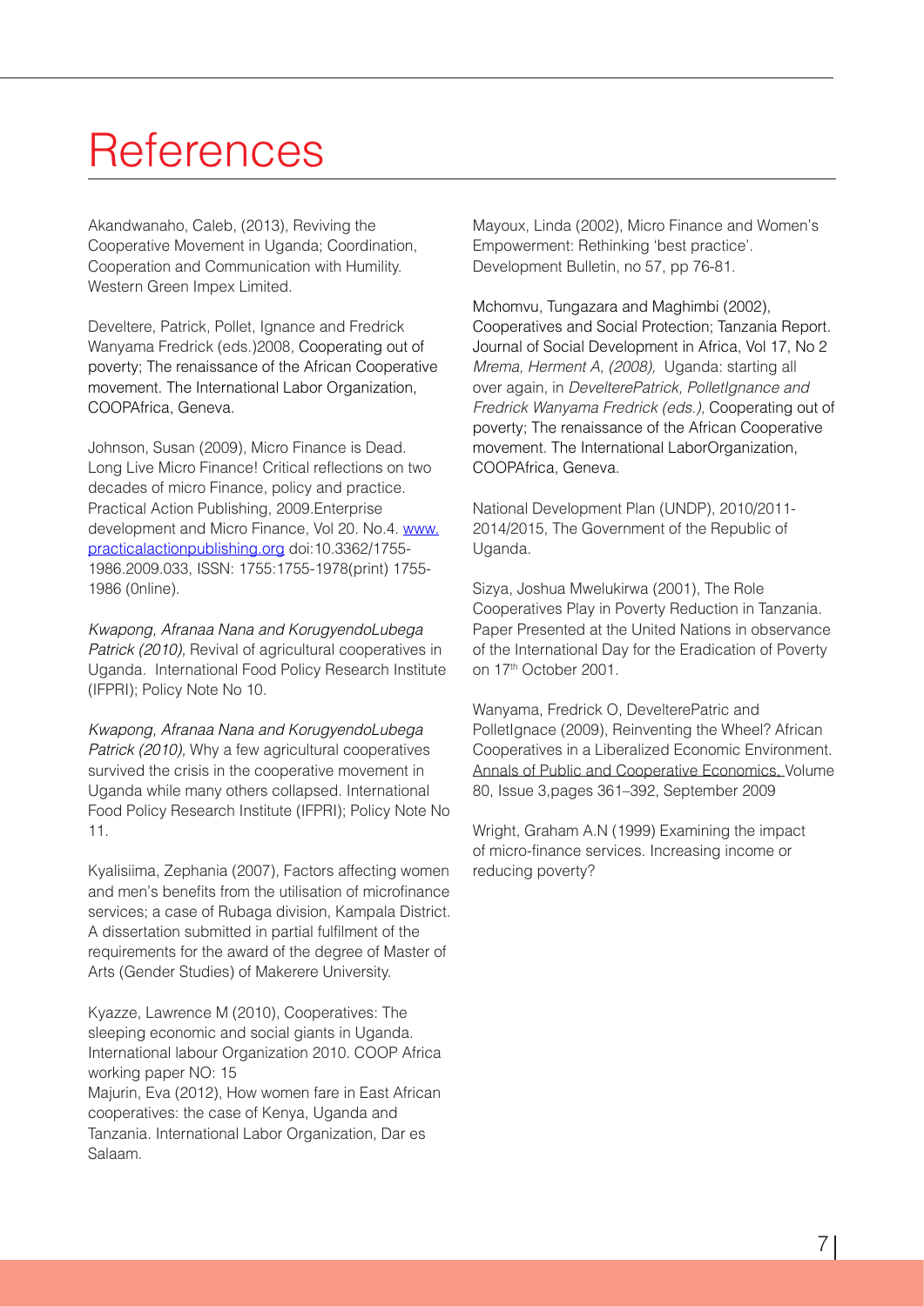# References

Akandwanaho, Caleb, (2013), Reviving the Cooperative Movement in Uganda; Coordination, Cooperation and Communication with Humility. Western Green Impex Limited.

Develtere, Patrick, Pollet, Ignance and Fredrick Wanyama Fredrick (eds.)2008, Cooperating out of poverty; The renaissance of the African Cooperative movement. The International Labor Organization, COOPAfrica, Geneva.

Johnson, Susan (2009), Micro Finance is Dead. Long Live Micro Finance! Critical reflections on two decades of micro Finance, policy and practice. Practical Action Publishing, 2009.Enterprise development and Micro Finance, Vol 20. No.4. [www.practicalactionpublishing.org](www.practicalactionpublishing.org) doi:10.3362/1755-1986.2009.033, ISSN: 1755:1755-1978(print) 1755-1986 (0nline).

*Kwapong, Afranaa Nana and KorugyendoLubega Patrick (2010),* Revival of agricultural cooperatives in Uganda. International Food Policy Research Institute (IFPRI); Policy Note No 10.

*Kwapong, Afranaa Nana and KorugyendoLubega Patrick (2010),* Why a few agricultural cooperatives survived the crisis in the cooperative movement in Uganda while many others collapsed. International Food Policy Research Institute (IFPRI); Policy Note No 11.

Kyalisiima, Zephania (2007), Factors affecting women and men's benefits from the utilisation of microfinance services; a case of Rubaga division, Kampala District. A dissertation submitted in partial fulfilment of the requirements for the award of the degree of Master of Arts (Gender Studies) of Makerere University.

Kyazze, Lawrence M (2010), Cooperatives: The sleeping economic and social giants in Uganda. International labour Organization 2010. COOP Africa working paper NO: 15

Majurin, Eva (2012), How women fare in East African cooperatives: the case of Kenya, Uganda and Tanzania. International Labor Organization, Dar es Salaam.

Mayoux, Linda (2002), Micro Finance and Women's Empowerment: Rethinking 'best practice'. Development Bulletin, no 57, pp 76-81.

Mchomvu, Tungazara and Maghimbi (2002), Cooperatives and Social Protection; Tanzania Report. Journal of Social Development in Africa, Vol 17, No 2

*Mrema, Herment A, (2008),* Uganda: starting all over again, in *DevelterePatrick, PolletIgnance and Fredrick Wanyama Fredrick (eds.),* Cooperating out of poverty; The renaissance of the African Cooperative movement. The International LaborOrganization, COOPAfrica, Geneva.

National Development Plan (UNDP), 2010/2011-2014/2015, The Government of the Republic of Uganda.

Sizya, Joshua Mwelukirwa (2001), The Role Cooperatives Play in Poverty Reduction in Tanzania. Paper Presented at the United Nations in observance of the International Day for the Eradication of Poverty on 17th October 2001.

Wanyama, Fredrick O, DevelterePatric and PolletIgnace (2009), Reinventing the Wheel? African Cooperatives in a Liberalized Economic Environment. Annals of Public and Cooperative Economics, Volume 80, Issue 3,pages 361–392, September 2009

Wright, Graham A.N (1999) Examining the impact of micro-finance services. Increasing income or reducing poverty?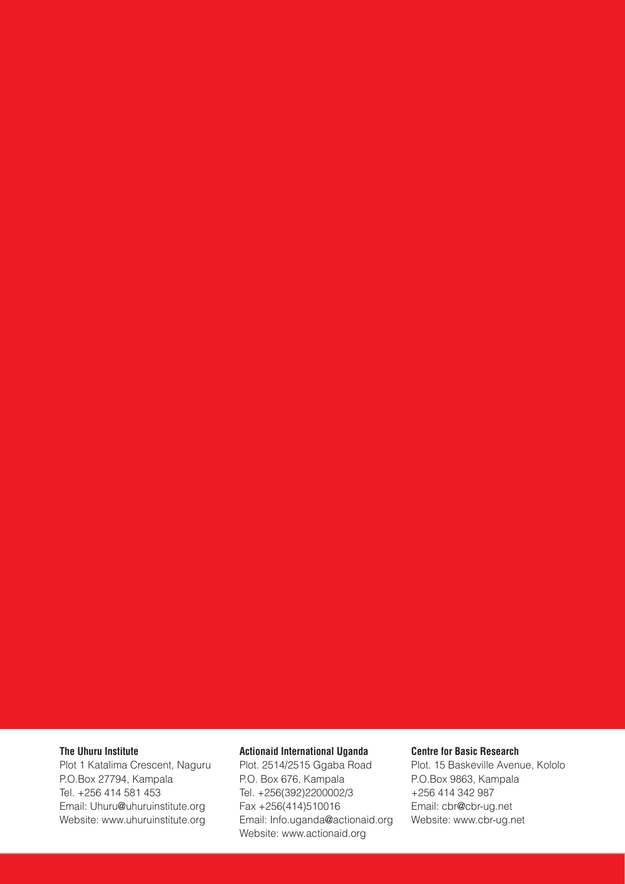**The Uhuru Institute**
Plot 1 Katalima Crescent, Naguru
P.O.Box 27794, Kampala
Tel. +256 414 581 453
Email: Uhuru@uhuruinstitute.org
Website: www.uhuruinstitute.org

**Actionaid International Uganda**
Plot. 2514/2515 Ggaba Road
P.O. Box 676, Kampala
Tel. +256(392)2200002/3
Fax +256(414)510016
Email: Info.uganda@actionaid.org
Website: www.actionaid.org

**Centre for Basic Research**
Plot. 15 Baskeville Avenue, Kololo
P.O.Box 9863, Kampala
+256 414 342 987
Email: cbr@cbr-ug.net
Website: www.cbr-ug.net